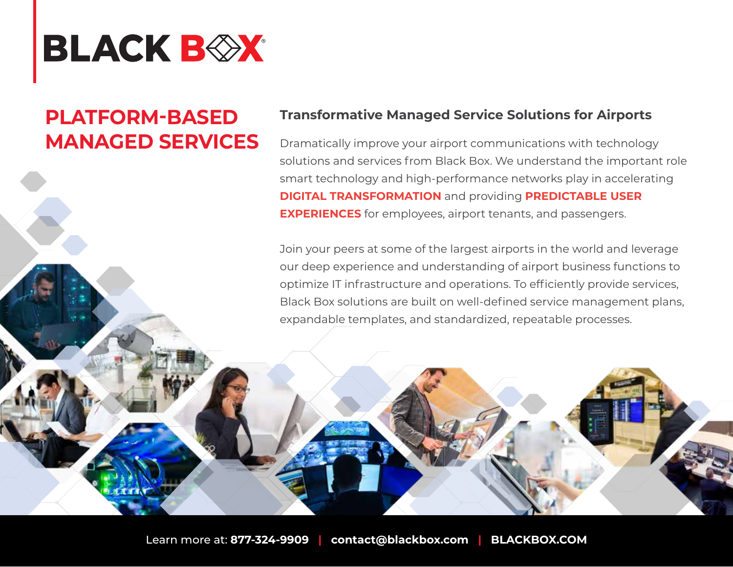BLACK BOX

# PLATFORM-BASED MANAGED SERVICES

## Transformative Managed Service Solutions for Airports

Dramatically improve your airport communications with technology solutions and services from Black Box. We understand the important role smart technology and high-performance networks play in accelerating **DIGITAL TRANSFORMATION** and providing **PREDICTABLE USER EXPERIENCES** for employees, airport tenants, and passengers.

Join your peers at some of the largest airports in the world and leverage our deep experience and understanding of airport business functions to optimize IT infrastructure and operations. To efficiently provide services, Black Box solutions are built on well-defined service management plans, expandable templates, and standardized, repeatable processes.

Learn more at: **877-324-9909** | **contact@blackbox.com** | **BLACKBOX.COM**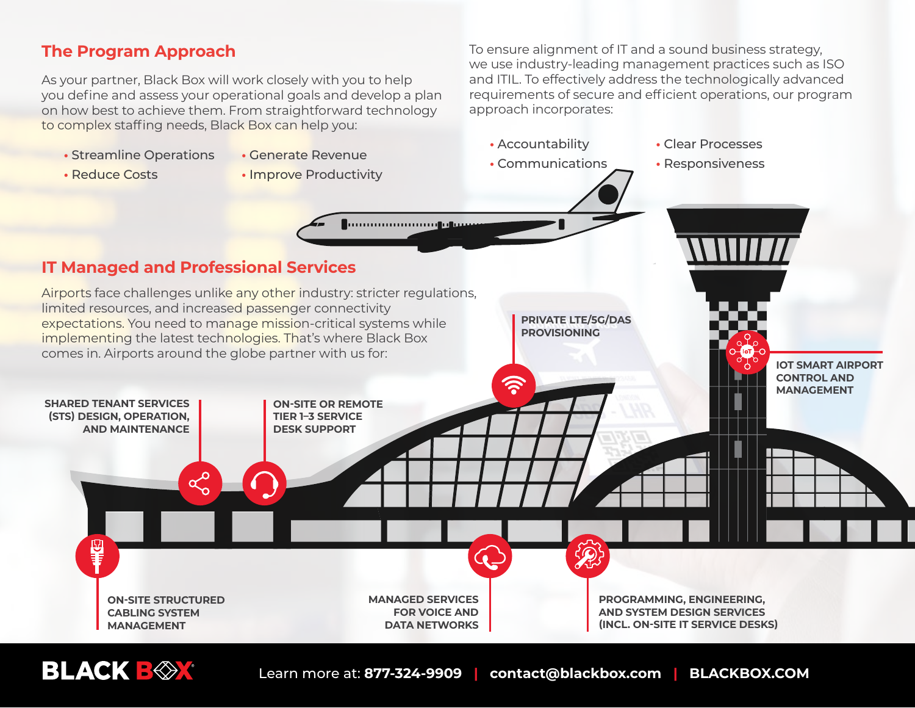## The Program Approach

As your partner, Black Box will work closely with you to help you define and assess your operational goals and develop a plan on how best to achieve them. From straightforward technology to complex staffing needs, Black Box can help you:

- Streamline Operations
- Reduce Costs
- Generate Revenue
- Improve Productivity

To ensure alignment of IT and a sound business strategy, we use industry-leading management practices such as ISO and ITIL. To effectively address the technologically advanced requirements of secure and efficient operations, our program approach incorporates:

- Accountability
- Communications
- Clear Processes
- Responsiveness

## IT Managed and Professional Services

Airports face challenges unlike any other industry: stricter regulations, limited resources, and increased passenger connectivity expectations. You need to manage mission-critical systems while implementing the latest technologies. That's where Black Box comes in. Airports around the globe partner with us for:

- SHARED TENANT SERVICES (STS) DESIGN, OPERATION, AND MAINTENANCE
- ON-SITE OR REMOTE TIER 1–3 SERVICE DESK SUPPORT
- PRIVATE LTE/5G/DAS PROVISIONING
- IOT SMART AIRPORT CONTROL AND MANAGEMENT
- ON-SITE STRUCTURED CABLING SYSTEM MANAGEMENT
- MANAGED SERVICES FOR VOICE AND DATA NETWORKS
- PROGRAMMING, ENGINEERING, AND SYSTEM DESIGN SERVICES (INCL. ON-SITE IT SERVICE DESKS)

BLACK BOX

Learn more at: **877-324-9909** | **contact@blackbox.com** | **BLACKBOX.COM**